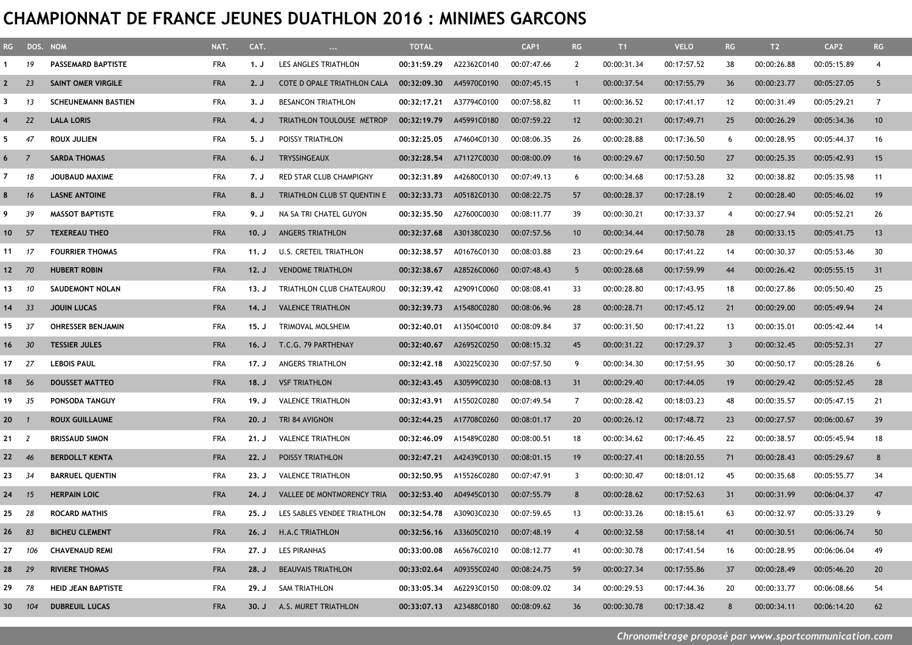# CHAMPIONNAT DE FRANCE JEUNES DUATHLON 2016 : MINIMES GARCONS

| RG | DOS. | NOM | NAT. | CAT. | ... | TOTAL | | CAP1 | RG | T1 | VELO | RG | T2 | CAP2 | RG |
|---|---|---|---|---|---|---|---|---|---|---|---|---|---|---|---|
| 1 | 19 | PASSEMARD BAPTISTE | FRA | 1. J | LES ANGLES TRIATHLON | 00:31:59.29 | A22362C0140 | 00:07:47.66 | 2 | 00:00:31.34 | 00:17:57.52 | 38 | 00:00:26.88 | 00:05:15.89 | 4 |
| 2 | 23 | SAINT OMER VIRGILE | FRA | 2. J | COTE D OPALE TRIATHLON CALA | 00:32:09.30 | A45970C0190 | 00:07:45.15 | 1 | 00:00:37.54 | 00:17:55.79 | 36 | 00:00:23.77 | 00:05:27.05 | 5 |
| 3 | 13 | SCHEUNEMANN BASTIEN | FRA | 3. J | BESANCON TRIATHLON | 00:32:17.21 | A37794C0100 | 00:07:58.82 | 11 | 00:00:36.52 | 00:17:41.17 | 12 | 00:00:31.49 | 00:05:29.21 | 7 |
| 4 | 22 | LALA LORIS | FRA | 4. J | TRIATHLON TOULOUSE METROP | 00:32:19.79 | A45991C0180 | 00:07:59.22 | 12 | 00:00:30.21 | 00:17:49.71 | 25 | 00:00:26.29 | 00:05:34.36 | 10 |
| 5 | 47 | ROUX JULIEN | FRA | 5. J | POISSY TRIATHLON | 00:32:25.05 | A74604C0130 | 00:08:06.35 | 26 | 00:00:28.88 | 00:17:36.50 | 6 | 00:00:28.95 | 00:05:44.37 | 16 |
| 6 | 7 | SARDA THOMAS | FRA | 6. J | TRYSSINGEAUX | 00:32:28.54 | A71127C0030 | 00:08:00.09 | 16 | 00:00:29.67 | 00:17:50.50 | 27 | 00:00:25.35 | 00:05:42.93 | 15 |
| 7 | 18 | JOUBAUD MAXIME | FRA | 7. J | RED STAR CLUB CHAMPIGNY | 00:32:31.89 | A42680C0130 | 00:07:49.13 | 6 | 00:00:34.68 | 00:17:53.28 | 32 | 00:00:38.82 | 00:05:35.98 | 11 |
| 8 | 16 | LASNE ANTOINE | FRA | 8. J | TRIATHLON CLUB ST QUENTIN E | 00:32:33.73 | A05182C0130 | 00:08:22.75 | 57 | 00:00:28.37 | 00:17:28.19 | 2 | 00:00:28.40 | 00:05:46.02 | 19 |
| 9 | 39 | MASSOT BAPTISTE | FRA | 9. J | NA SA TRI CHATEL GUYON | 00:32:35.50 | A27600C0030 | 00:08:11.77 | 39 | 00:00:30.21 | 00:17:33.37 | 4 | 00:00:27.94 | 00:05:52.21 | 26 |
| 10 | 57 | TEXEREAU THEO | FRA | 10. J | ANGERS TRIATHLON | 00:32:37.68 | A30138C0230 | 00:07:57.56 | 10 | 00:00:34.44 | 00:17:50.78 | 28 | 00:00:33.15 | 00:05:41.75 | 13 |
| 11 | 17 | FOURRIER THOMAS | FRA | 11. J | U.S. CRETEIL TRIATHLON | 00:32:38.57 | A01676C0130 | 00:08:03.88 | 23 | 00:00:29.64 | 00:17:41.22 | 14 | 00:00:30.37 | 00:05:53.46 | 30 |
| 12 | 70 | HUBERT ROBIN | FRA | 12. J | VENDOME TRIATHLON | 00:32:38.67 | A28526C0060 | 00:07:48.43 | 5 | 00:00:28.68 | 00:17:59.99 | 44 | 00:00:26.42 | 00:05:55.15 | 31 |
| 13 | 10 | SAUDEMONT NOLAN | FRA | 13. J | TRIATHLON CLUB CHATEAUROU | 00:32:39.42 | A29091C0060 | 00:08:08.41 | 33 | 00:00:28.80 | 00:17:43.95 | 18 | 00:00:27.86 | 00:05:50.40 | 25 |
| 14 | 33 | JOUIN LUCAS | FRA | 14. J | VALENCE TRIATHLON | 00:32:39.73 | A15480C0280 | 00:08:06.96 | 28 | 00:00:28.71 | 00:17:45.12 | 21 | 00:00:29.00 | 00:05:49.94 | 24 |
| 15 | 37 | OHRESSER BENJAMIN | FRA | 15. J | TRIMOVAL MOLSHEIM | 00:32:40.01 | A13504C0010 | 00:08:09.84 | 37 | 00:00:31.50 | 00:17:41.22 | 13 | 00:00:35.01 | 00:05:42.44 | 14 |
| 16 | 30 | TESSIER JULES | FRA | 16. J | T.C.G. 79 PARTHENAY | 00:32:40.67 | A26952C0250 | 00:08:15.32 | 45 | 00:00:31.22 | 00:17:29.37 | 3 | 00:00:32.45 | 00:05:52.31 | 27 |
| 17 | 27 | LEBOIS PAUL | FRA | 17. J | ANGERS TRIATHLON | 00:32:42.18 | A30225C0230 | 00:07:57.50 | 9 | 00:00:34.30 | 00:17:51.95 | 30 | 00:00:50.17 | 00:05:28.26 | 6 |
| 18 | 56 | DOUSSET MATTEO | FRA | 18. J | VSF TRIATHLON | 00:32:43.45 | A30599C0230 | 00:08:08.13 | 31 | 00:00:29.40 | 00:17:44.05 | 19 | 00:00:29.42 | 00:05:52.45 | 28 |
| 19 | 35 | PONSODA TANGUY | FRA | 19. J | VALENCE TRIATHLON | 00:32:43.91 | A15502C0280 | 00:07:49.54 | 7 | 00:00:28.42 | 00:18:03.23 | 48 | 00:00:35.57 | 00:05:47.15 | 21 |
| 20 | 1 | ROUX GUILLAUME | FRA | 20. J | TRI 84 AVIGNON | 00:32:44.25 | A17708C0260 | 00:08:01.17 | 20 | 00:00:26.12 | 00:17:48.72 | 23 | 00:00:27.57 | 00:06:00.67 | 39 |
| 21 | 2 | BRISSAUD SIMON | FRA | 21. J | VALENCE TRIATHLON | 00:32:46.09 | A15489C0280 | 00:08:00.51 | 18 | 00:00:34.62 | 00:17:46.45 | 22 | 00:00:38.57 | 00:05:45.94 | 18 |
| 22 | 46 | BERDOLLT KENTA | FRA | 22. J | POISSY TRIATHLON | 00:32:47.21 | A42439C0130 | 00:08:01.15 | 19 | 00:00:27.41 | 00:18:20.55 | 71 | 00:00:28.43 | 00:05:29.67 | 8 |
| 23 | 34 | BARRUEL QUENTIN | FRA | 23. J | VALENCE TRIATHLON | 00:32:50.95 | A15526C0280 | 00:07:47.91 | 3 | 00:00:30.47 | 00:18:01.12 | 45 | 00:00:35.68 | 00:05:55.77 | 34 |
| 24 | 15 | HERPAIN LOIC | FRA | 24. J | VALLEE DE MONTMORENCY TRIA | 00:32:53.40 | A04945C0130 | 00:07:55.79 | 8 | 00:00:28.62 | 00:17:52.63 | 31 | 00:00:31.99 | 00:06:04.37 | 47 |
| 25 | 28 | ROCARD MATHIS | FRA | 25. J | LES SABLES VENDEE TRIATHLON | 00:32:54.78 | A30903C0230 | 00:07:59.65 | 13 | 00:00:33.26 | 00:18:15.61 | 63 | 00:00:32.97 | 00:05:33.29 | 9 |
| 26 | 83 | BICHEU CLEMENT | FRA | 26. J | H.A.C TRIATHLON | 00:32:56.16 | A33605C0210 | 00:07:48.19 | 4 | 00:00:32.58 | 00:17:58.14 | 41 | 00:00:30.51 | 00:06:06.74 | 50 |
| 27 | 106 | CHAVENAUD REMI | FRA | 27. J | LES PIRANHAS | 00:33:00.08 | A65676C0210 | 00:08:12.77 | 41 | 00:00:30.78 | 00:17:41.54 | 16 | 00:00:28.95 | 00:06:06.04 | 49 |
| 28 | 29 | RIVIERE THOMAS | FRA | 28. J | BEAUVAIS TRIATHLON | 00:33:02.64 | A09355C0240 | 00:08:24.75 | 59 | 00:00:27.34 | 00:17:55.86 | 37 | 00:00:28.49 | 00:05:46.20 | 20 |
| 29 | 78 | HEID JEAN BAPTISTE | FRA | 29. J | SAM TRIATHLON | 00:33:05.34 | A62293C0150 | 00:08:09.02 | 34 | 00:00:29.53 | 00:17:44.36 | 20 | 00:00:33.77 | 00:06:08.66 | 54 |
| 30 | 104 | DUBREUIL LUCAS | FRA | 30. J | A.S. MURET TRIATHLON | 00:33:07.13 | A23488C0180 | 00:08:09.62 | 36 | 00:00:30.78 | 00:17:38.42 | 8 | 00:00:34.11 | 00:06:14.20 | 62 |

*Chronométrage proposé par www.sportcommunication.com*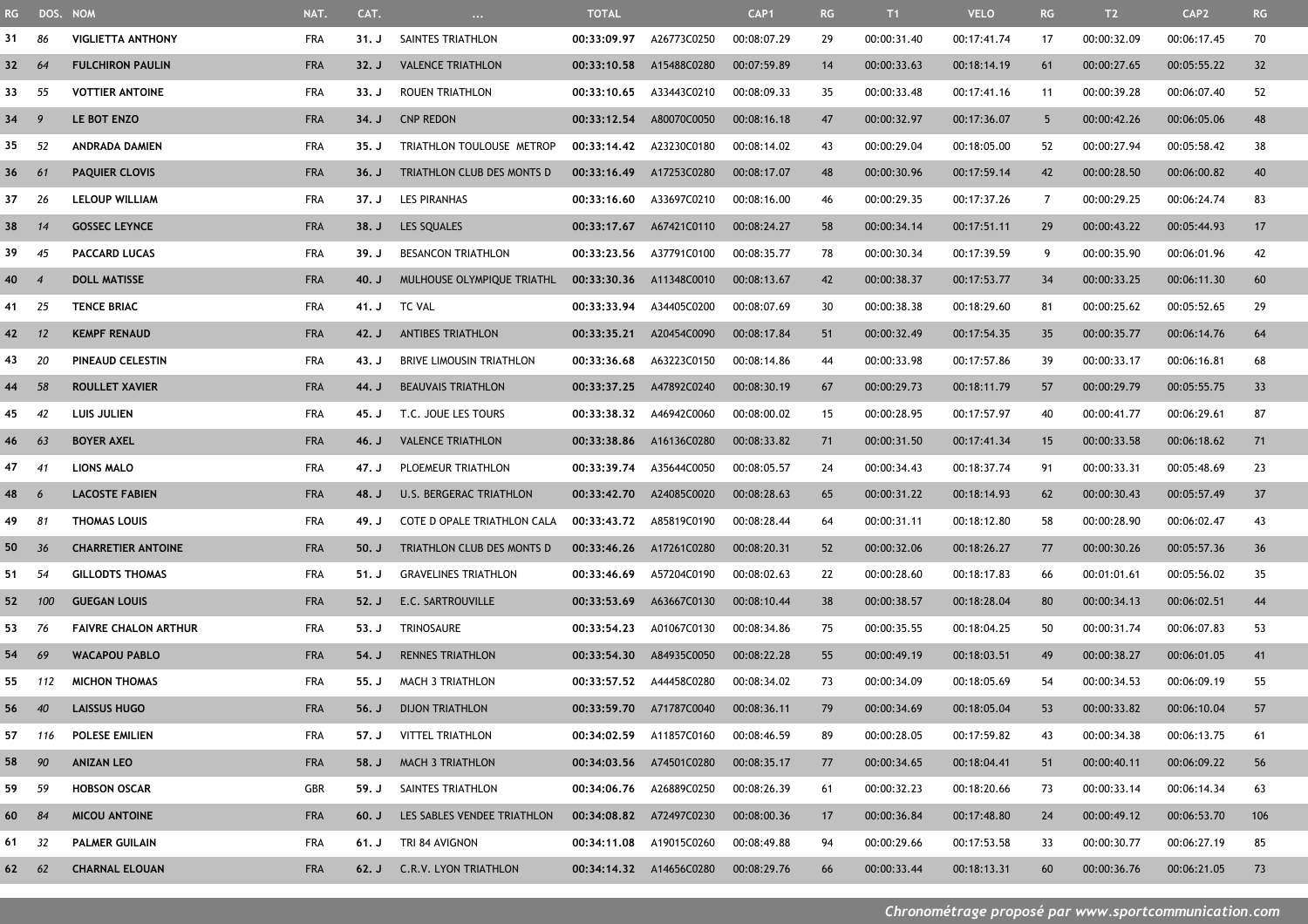| RG | DOS. | NOM | NAT. | CAT. | ... | TOTAL | | CAP1 | RG | T1 | VELO | RG | T2 | CAP2 | RG |
|---|---|---|---|---|---|---|---|---|---|---|---|---|---|---|---|
| 31 | 86 | VIGLIETTA ANTHONY | FRA | 31. J | SAINTES TRIATHLON | 00:33:09.97 | A26773C0250 | 00:08:07.29 | 29 | 00:00:31.40 | 00:17:41.74 | 17 | 00:00:32.09 | 00:06:17.45 | 70 |
| 32 | 64 | FULCHIRON PAULIN | FRA | 32. J | VALENCE TRIATHLON | 00:33:10.58 | A15488C0280 | 00:07:59.89 | 14 | 00:00:33.63 | 00:18:14.19 | 61 | 00:00:27.65 | 00:05:55.22 | 32 |
| 33 | 55 | VOTTIER ANTOINE | FRA | 33. J | ROUEN TRIATHLON | 00:33:10.65 | A33443C0210 | 00:08:09.33 | 35 | 00:00:33.48 | 00:17:41.16 | 11 | 00:00:39.28 | 00:06:07.40 | 52 |
| 34 | 9 | LE BOT ENZO | FRA | 34. J | CNP REDON | 00:33:12.54 | A80070C0050 | 00:08:16.18 | 47 | 00:00:32.97 | 00:17:36.07 | 5 | 00:00:42.26 | 00:06:05.06 | 48 |
| 35 | 52 | ANDRADA DAMIEN | FRA | 35. J | TRIATHLON TOULOUSE METROP | 00:33:14.42 | A23230C0180 | 00:08:14.02 | 43 | 00:00:29.04 | 00:18:05.00 | 52 | 00:00:27.94 | 00:05:58.42 | 38 |
| 36 | 61 | PAQUIER CLOVIS | FRA | 36. J | TRIATHLON CLUB DES MONTS D | 00:33:16.49 | A17253C0280 | 00:08:17.07 | 48 | 00:00:30.96 | 00:17:59.14 | 42 | 00:00:28.50 | 00:06:00.82 | 40 |
| 37 | 26 | LELOUP WILLIAM | FRA | 37. J | LES PIRANHAS | 00:33:16.60 | A33697C0210 | 00:08:16.00 | 46 | 00:00:29.35 | 00:17:37.26 | 7 | 00:00:29.25 | 00:06:24.74 | 83 |
| 38 | 14 | GOSSEC LEYNCE | FRA | 38. J | LES SQUALES | 00:33:17.67 | A67421C0110 | 00:08:24.27 | 58 | 00:00:34.14 | 00:17:51.11 | 29 | 00:00:43.22 | 00:05:44.93 | 17 |
| 39 | 45 | PACCARD LUCAS | FRA | 39. J | BESANCON TRIATHLON | 00:33:23.56 | A37791C0100 | 00:08:35.77 | 78 | 00:00:30.34 | 00:17:39.59 | 9 | 00:00:35.90 | 00:06:01.96 | 42 |
| 40 | 4 | DOLL MATISSE | FRA | 40. J | MULHOUSE OLYMPIQUE TRIATHL | 00:33:30.36 | A11348C0010 | 00:08:13.67 | 42 | 00:00:38.37 | 00:17:53.77 | 34 | 00:00:33.25 | 00:06:11.30 | 60 |
| 41 | 25 | TENCE BRIAC | FRA | 41. J | TC VAL | 00:33:33.94 | A34405C0200 | 00:08:07.69 | 30 | 00:00:38.38 | 00:18:29.60 | 81 | 00:00:25.62 | 00:05:52.65 | 29 |
| 42 | 12 | KEMPF RENAUD | FRA | 42. J | ANTIBES TRIATHLON | 00:33:35.21 | A20454C0090 | 00:08:17.84 | 51 | 00:00:32.49 | 00:17:54.35 | 35 | 00:00:35.77 | 00:06:14.76 | 64 |
| 43 | 20 | PINEAUD CELESTIN | FRA | 43. J | BRIVE LIMOUSIN TRIATHLON | 00:33:36.68 | A63223C0150 | 00:08:14.86 | 44 | 00:00:33.98 | 00:17:57.86 | 39 | 00:00:33.17 | 00:06:16.81 | 68 |
| 44 | 58 | ROULLET XAVIER | FRA | 44. J | BEAUVAIS TRIATHLON | 00:33:37.25 | A47892C0240 | 00:08:30.19 | 67 | 00:00:29.73 | 00:18:11.79 | 57 | 00:00:29.79 | 00:05:55.75 | 33 |
| 45 | 42 | LUIS JULIEN | FRA | 45. J | T.C. JOUE LES TOURS | 00:33:38.32 | A46942C0060 | 00:08:00.02 | 15 | 00:00:28.95 | 00:17:57.97 | 40 | 00:00:41.77 | 00:06:29.61 | 87 |
| 46 | 63 | BOYER AXEL | FRA | 46. J | VALENCE TRIATHLON | 00:33:38.86 | A16136C0280 | 00:08:33.82 | 71 | 00:00:31.50 | 00:17:41.34 | 15 | 00:00:33.58 | 00:06:18.62 | 71 |
| 47 | 41 | LIONS MALO | FRA | 47. J | PLOEMEUR TRIATHLON | 00:33:39.74 | A35644C0050 | 00:08:05.57 | 24 | 00:00:34.43 | 00:18:37.74 | 91 | 00:00:33.31 | 00:05:48.69 | 23 |
| 48 | 6 | LACOSTE FABIEN | FRA | 48. J | U.S. BERGERAC TRIATHLON | 00:33:42.70 | A24085C0020 | 00:08:28.63 | 65 | 00:00:31.22 | 00:18:14.93 | 62 | 00:00:30.43 | 00:05:57.49 | 37 |
| 49 | 81 | THOMAS LOUIS | FRA | 49. J | COTE D OPALE TRIATHLON CALA | 00:33:43.72 | A85819C0190 | 00:08:28.44 | 64 | 00:00:31.11 | 00:18:12.80 | 58 | 00:00:28.90 | 00:06:02.47 | 43 |
| 50 | 36 | CHARRETIER ANTOINE | FRA | 50. J | TRIATHLON CLUB DES MONTS D | 00:33:46.26 | A17261C0280 | 00:08:20.31 | 52 | 00:00:32.06 | 00:18:26.27 | 77 | 00:00:30.26 | 00:05:57.36 | 36 |
| 51 | 54 | GILLODTS THOMAS | FRA | 51. J | GRAVELINES TRIATHLON | 00:33:46.69 | A57204C0190 | 00:08:02.63 | 22 | 00:00:28.60 | 00:18:17.83 | 66 | 00:01:01.61 | 00:05:56.02 | 35 |
| 52 | 100 | GUEGAN LOUIS | FRA | 52. J | E.C. SARTROUVILLE | 00:33:53.69 | A63667C0130 | 00:08:10.44 | 38 | 00:00:38.57 | 00:18:28.04 | 80 | 00:00:34.13 | 00:06:02.51 | 44 |
| 53 | 76 | FAIVRE CHALON ARTHUR | FRA | 53. J | TRINOSAURE | 00:33:54.23 | A01067C0130 | 00:08:34.86 | 75 | 00:00:35.55 | 00:18:04.25 | 50 | 00:00:31.74 | 00:06:07.83 | 53 |
| 54 | 69 | WACAPOU PABLO | FRA | 54. J | RENNES TRIATHLON | 00:33:54.30 | A84935C0050 | 00:08:22.28 | 55 | 00:00:49.19 | 00:18:03.51 | 49 | 00:00:38.27 | 00:06:01.05 | 41 |
| 55 | 112 | MICHON THOMAS | FRA | 55. J | MACH 3 TRIATHLON | 00:33:57.52 | A44458C0280 | 00:08:34.02 | 73 | 00:00:34.09 | 00:18:05.69 | 54 | 00:00:34.53 | 00:06:09.19 | 55 |
| 56 | 40 | LAISSUS HUGO | FRA | 56. J | DIJON TRIATHLON | 00:33:59.70 | A71787C0040 | 00:08:36.11 | 79 | 00:00:34.69 | 00:18:05.04 | 53 | 00:00:33.82 | 00:06:10.04 | 57 |
| 57 | 116 | POLESE EMILIEN | FRA | 57. J | VITTEL TRIATHLON | 00:34:02.59 | A11857C0160 | 00:08:46.59 | 89 | 00:00:28.05 | 00:17:59.82 | 43 | 00:00:34.38 | 00:06:13.75 | 61 |
| 58 | 90 | ANIZAN LEO | FRA | 58. J | MACH 3 TRIATHLON | 00:34:03.56 | A74501C0280 | 00:08:35.17 | 77 | 00:00:34.65 | 00:18:04.41 | 51 | 00:00:40.11 | 00:06:09.22 | 56 |
| 59 | 59 | HOBSON OSCAR | GBR | 59. J | SAINTES TRIATHLON | 00:34:06.76 | A26889C0250 | 00:08:26.39 | 61 | 00:00:32.23 | 00:18:20.66 | 73 | 00:00:33.14 | 00:06:14.34 | 63 |
| 60 | 84 | MICOU ANTOINE | FRA | 60. J | LES SABLES VENDEE TRIATHLON | 00:34:08.82 | A72497C0230 | 00:08:00.36 | 17 | 00:00:36.84 | 00:17:48.80 | 24 | 00:00:49.12 | 00:06:53.70 | 106 |
| 61 | 32 | PALMER GUILAIN | FRA | 61. J | TRI 84 AVIGNON | 00:34:11.08 | A19015C0260 | 00:08:49.88 | 94 | 00:00:29.66 | 00:17:53.58 | 33 | 00:00:30.77 | 00:06:27.19 | 85 |
| 62 | 62 | CHARNAL ELOUAN | FRA | 62. J | C.R.V. LYON TRIATHLON | 00:34:14.32 | A14656C0280 | 00:08:29.76 | 66 | 00:00:33.44 | 00:18:13.31 | 60 | 00:00:36.76 | 00:06:21.05 | 73 |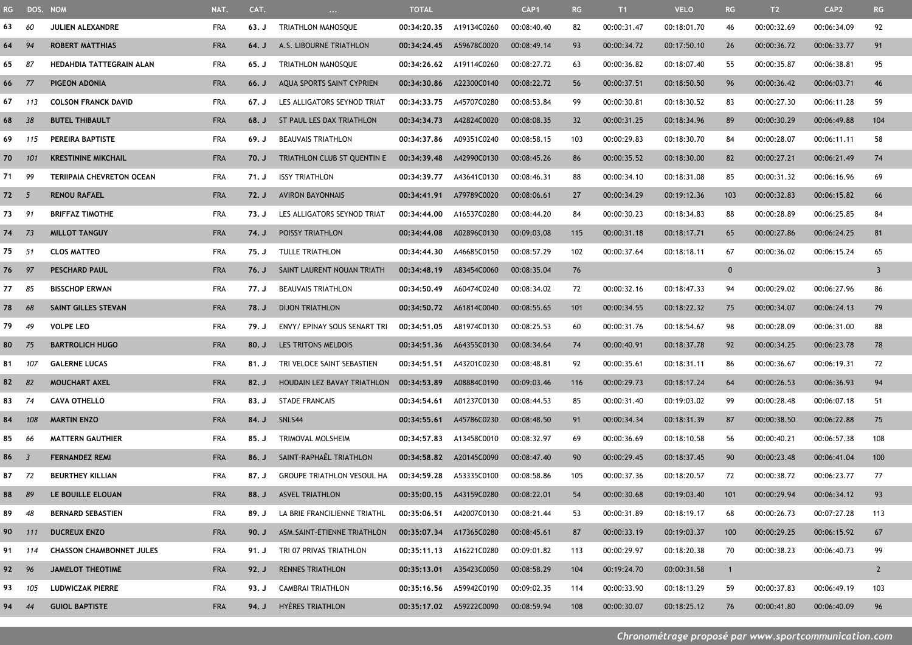| RG | DOS. | NOM | NAT. | CAT. | ... | TOTAL | | CAP1 | RG | T1 | VELO | RG | T2 | CAP2 | RG |
|---|---|---|---|---|---|---|---|---|---|---|---|---|---|---|---|
| 63 | 60 | JULIEN ALEXANDRE | FRA | 63. J | TRIATHLON MANOSQUE | 00:34:20.35 | A19134C0260 | 00:08:40.40 | 82 | 00:00:31.47 | 00:18:01.70 | 46 | 00:00:32.69 | 00:06:34.09 | 92 |
| 64 | 94 | ROBERT MATTHIAS | FRA | 64. J | A.S. LIBOURNE TRIATHLON | 00:34:24.45 | A59678C0020 | 00:08:49.14 | 93 | 00:00:34.72 | 00:17:50.10 | 26 | 00:00:36.72 | 00:06:33.77 | 91 |
| 65 | 87 | HEDAHDIA TATTEGRAIN ALAN | FRA | 65. J | TRIATHLON MANOSQUE | 00:34:26.62 | A19114C0260 | 00:08:27.72 | 63 | 00:00:36.82 | 00:18:07.40 | 55 | 00:00:35.87 | 00:06:38.81 | 95 |
| 66 | 77 | PIGEON ADONIA | FRA | 66. J | AQUA SPORTS SAINT CYPRIEN | 00:34:30.86 | A22300C0140 | 00:08:22.72 | 56 | 00:00:37.51 | 00:18:50.50 | 96 | 00:00:36.42 | 00:06:03.71 | 46 |
| 67 | 113 | COLSON FRANCK DAVID | FRA | 67. J | LES ALLIGATORS SEYNOD TRIAT | 00:34:33.75 | A45707C0280 | 00:08:53.84 | 99 | 00:00:30.81 | 00:18:30.52 | 83 | 00:00:27.30 | 00:06:11.28 | 59 |
| 68 | 38 | BUTEL THIBAULT | FRA | 68. J | ST PAUL LES DAX TRIATHLON | 00:34:34.73 | A42824C0020 | 00:08:08.35 | 32 | 00:00:31.25 | 00:18:34.96 | 89 | 00:00:30.29 | 00:06:49.88 | 104 |
| 69 | 115 | PEREIRA BAPTISTE | FRA | 69. J | BEAUVAIS TRIATHLON | 00:34:37.86 | A09351C0240 | 00:08:58.15 | 103 | 00:00:29.83 | 00:18:30.70 | 84 | 00:00:28.07 | 00:06:11.11 | 58 |
| 70 | 101 | KRESTININE MIKCHAIL | FRA | 70. J | TRIATHLON CLUB ST QUENTIN E | 00:34:39.48 | A42990C0130 | 00:08:45.26 | 86 | 00:00:35.52 | 00:18:30.00 | 82 | 00:00:27.21 | 00:06:21.49 | 74 |
| 71 | 99 | TERIIPAIA CHEVRETON OCEAN | FRA | 71. J | ISSY TRIATHLON | 00:34:39.77 | A43641C0130 | 00:08:46.31 | 88 | 00:00:34.10 | 00:18:31.08 | 85 | 00:00:31.32 | 00:06:16.96 | 69 |
| 72 | 5 | RENOU RAFAEL | FRA | 72. J | AVIRON BAYONNAIS | 00:34:41.91 | A79789C0020 | 00:08:06.61 | 27 | 00:00:34.29 | 00:19:12.36 | 103 | 00:00:32.83 | 00:06:15.82 | 66 |
| 73 | 91 | BRIFFAZ TIMOTHE | FRA | 73. J | LES ALLIGATORS SEYNOD TRIAT | 00:34:44.00 | A16537C0280 | 00:08:44.20 | 84 | 00:00:30.23 | 00:18:34.83 | 88 | 00:00:28.89 | 00:06:25.85 | 84 |
| 74 | 73 | MILLOT TANGUY | FRA | 74. J | POISSY TRIATHLON | 00:34:44.08 | A02896C0130 | 00:09:03.08 | 115 | 00:00:31.18 | 00:18:17.71 | 65 | 00:00:27.86 | 00:06:24.25 | 81 |
| 75 | 51 | CLOS MATTEO | FRA | 75. J | TULLE TRIATHLON | 00:34:44.30 | A46685C0150 | 00:08:57.29 | 102 | 00:00:37.64 | 00:18:18.11 | 67 | 00:00:36.02 | 00:06:15.24 | 65 |
| 76 | 97 | PESCHARD PAUL | FRA | 76. J | SAINT LAURENT NOUAN TRIATH | 00:34:48.19 | A83454C0060 | 00:08:35.04 | 76 | | | 0 | | | 3 |
| 77 | 85 | BISSCHOP ERWAN | FRA | 77. J | BEAUVAIS TRIATHLON | 00:34:50.49 | A60474C0240 | 00:08:34.02 | 72 | 00:00:32.16 | 00:18:47.33 | 94 | 00:00:29.02 | 00:06:27.96 | 86 |
| 78 | 68 | SAINT GILLES STEVAN | FRA | 78. J | DIJON TRIATHLON | 00:34:50.72 | A61814C0040 | 00:08:55.65 | 101 | 00:00:34.55 | 00:18:22.32 | 75 | 00:00:34.07 | 00:06:24.13 | 79 |
| 79 | 49 | VOLPE LEO | FRA | 79. J | ENVY/ EPINAY SOUS SENART TRI | 00:34:51.05 | A81974C0130 | 00:08:25.53 | 60 | 00:00:31.76 | 00:18:54.67 | 98 | 00:00:28.09 | 00:06:31.00 | 88 |
| 80 | 75 | BARTROLICH HUGO | FRA | 80. J | LES TRITONS MELDOIS | 00:34:51.36 | A64355C0130 | 00:08:34.64 | 74 | 00:00:40.91 | 00:18:37.78 | 92 | 00:00:34.25 | 00:06:23.78 | 78 |
| 81 | 107 | GALERNE LUCAS | FRA | 81. J | TRI VELOCE SAINT SEBASTIEN | 00:34:51.51 | A43201C0230 | 00:08:48.81 | 92 | 00:00:35.61 | 00:18:31.11 | 86 | 00:00:36.67 | 00:06:19.31 | 72 |
| 82 | 82 | MOUCHART AXEL | FRA | 82. J | HOUDAIN LEZ BAVAY TRIATHLON | 00:34:53.89 | A08884C0190 | 00:09:03.46 | 116 | 00:00:29.73 | 00:18:17.24 | 64 | 00:00:26.53 | 00:06:36.93 | 94 |
| 83 | 74 | CAVA OTHELLO | FRA | 83. J | STADE FRANCAIS | 00:34:54.61 | A01237C0130 | 00:08:44.53 | 85 | 00:00:31.40 | 00:19:03.02 | 99 | 00:00:28.48 | 00:06:07.18 | 51 |
| 84 | 108 | MARTIN ENZO | FRA | 84. J | SNLS44 | 00:34:55.61 | A45786C0230 | 00:08:48.50 | 91 | 00:00:34.34 | 00:18:31.39 | 87 | 00:00:38.50 | 00:06:22.88 | 75 |
| 85 | 66 | MATTERN GAUTHIER | FRA | 85. J | TRIMOVAL MOLSHEIM | 00:34:57.83 | A13458C0010 | 00:08:32.97 | 69 | 00:00:36.69 | 00:18:10.58 | 56 | 00:00:40.21 | 00:06:57.38 | 108 |
| 86 | 3 | FERNANDEZ REMI | FRA | 86. J | SAINT-RAPHAËL TRIATHLON | 00:34:58.82 | A20145C0090 | 00:08:47.40 | 90 | 00:00:29.45 | 00:18:37.45 | 90 | 00:00:23.48 | 00:06:41.04 | 100 |
| 87 | 72 | BEURTHEY KILLIAN | FRA | 87. J | GROUPE TRIATHLON VESOUL HA | 00:34:59.28 | A53335C0100 | 00:08:58.86 | 105 | 00:00:37.36 | 00:18:20.57 | 72 | 00:00:38.72 | 00:06:23.77 | 77 |
| 88 | 89 | LE BOUILLE ELOUAN | FRA | 88. J | ASVEL TRIATHLON | 00:35:00.15 | A43159C0280 | 00:08:22.01 | 54 | 00:00:30.68 | 00:19:03.40 | 101 | 00:00:29.94 | 00:06:34.12 | 93 |
| 89 | 48 | BERNARD SEBASTIEN | FRA | 89. J | LA BRIE FRANCILIENNE TRIATHL | 00:35:06.51 | A42007C0130 | 00:08:21.44 | 53 | 00:00:31.89 | 00:18:19.17 | 68 | 00:00:26.73 | 00:07:27.28 | 113 |
| 90 | 111 | DUCREUX ENZO | FRA | 90. J | ASM.SAINT-ETIENNE TRIATHLON | 00:35:07.34 | A17365C0280 | 00:08:45.61 | 87 | 00:00:33.19 | 00:19:03.37 | 100 | 00:00:29.25 | 00:06:15.92 | 67 |
| 91 | 114 | CHASSON CHAMBONNET JULES | FRA | 91. J | TRI 07 PRIVAS TRIATHLON | 00:35:11.13 | A16221C0280 | 00:09:01.82 | 113 | 00:00:29.97 | 00:18:20.38 | 70 | 00:00:38.23 | 00:06:40.73 | 99 |
| 92 | 96 | JAMELOT THEOTIME | FRA | 92. J | RENNES TRIATHLON | 00:35:13.01 | A35423C0050 | 00:08:58.29 | 104 | 00:19:24.70 | 00:00:31.58 | 1 | | | 2 |
| 93 | 105 | LUDWICZAK PIERRE | FRA | 93. J | CAMBRAI TRIATHLON | 00:35:16.56 | A59942C0190 | 00:09:02.35 | 114 | 00:00:33.90 | 00:18:13.29 | 59 | 00:00:37.83 | 00:06:49.19 | 103 |
| 94 | 44 | GUIOL BAPTISTE | FRA | 94. J | HYÈRES TRIATHLON | 00:35:17.02 | A59222C0090 | 00:08:59.94 | 108 | 00:00:30.07 | 00:18:25.12 | 76 | 00:00:41.80 | 00:06:40.09 | 96 |

*Chronométrage proposé par www.sportcommunication.com*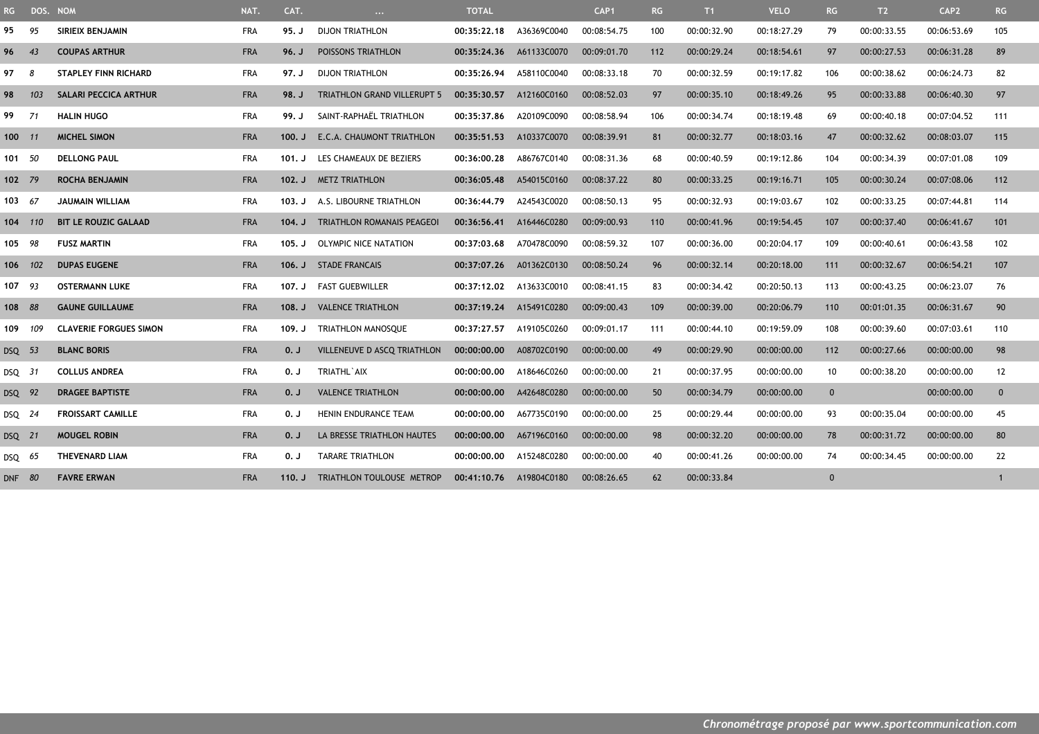| RG | DOS. | NOM | NAT. | CAT. | ... | TOTAL | | CAP1 | RG | T1 | VELO | RG | T2 | CAP2 | RG |
|---|---|---|---|---|---|---|---|---|---|---|---|---|---|---|---|
| 95 | 95 | SIRIEIX BENJAMIN | FRA | 95. J | DIJON TRIATHLON | 00:35:22.18 | A36369C0040 | 00:08:54.75 | 100 | 00:00:32.90 | 00:18:27.29 | 79 | 00:00:33.55 | 00:06:53.69 | 105 |
| 96 | 43 | COUPAS ARTHUR | FRA | 96. J | POISSONS TRIATHLON | 00:35:24.36 | A61133C0070 | 00:09:01.70 | 112 | 00:00:29.24 | 00:18:54.61 | 97 | 00:00:27.53 | 00:06:31.28 | 89 |
| 97 | 8 | STAPLEY FINN RICHARD | FRA | 97. J | DIJON TRIATHLON | 00:35:26.94 | A58110C0040 | 00:08:33.18 | 70 | 00:00:32.59 | 00:19:17.82 | 106 | 00:00:38.62 | 00:06:24.73 | 82 |
| 98 | 103 | SALARI PECCICA ARTHUR | FRA | 98. J | TRIATHLON GRAND VILLERUPT 5 | 00:35:30.57 | A12160C0160 | 00:08:52.03 | 97 | 00:00:35.10 | 00:18:49.26 | 95 | 00:00:33.88 | 00:06:40.30 | 97 |
| 99 | 71 | HALIN HUGO | FRA | 99. J | SAINT-RAPHAËL TRIATHLON | 00:35:37.86 | A20109C0090 | 00:08:58.94 | 106 | 00:00:34.74 | 00:18:19.48 | 69 | 00:00:40.18 | 00:07:04.52 | 111 |
| 100 | 11 | MICHEL SIMON | FRA | 100. J | E.C.A. CHAUMONT TRIATHLON | 00:35:51.53 | A10337C0070 | 00:08:39.91 | 81 | 00:00:32.77 | 00:18:03.16 | 47 | 00:00:32.62 | 00:08:03.07 | 115 |
| 101 | 50 | DELLONG PAUL | FRA | 101. J | LES CHAMEAUX DE BEZIERS | 00:36:00.28 | A86767C0140 | 00:08:31.36 | 68 | 00:00:40.59 | 00:19:12.86 | 104 | 00:00:34.39 | 00:07:01.08 | 109 |
| 102 | 79 | ROCHA BENJAMIN | FRA | 102. J | METZ TRIATHLON | 00:36:05.48 | A54015C0160 | 00:08:37.22 | 80 | 00:00:33.25 | 00:19:16.71 | 105 | 00:00:30.24 | 00:07:08.06 | 112 |
| 103 | 67 | JAUMAIN WILLIAM | FRA | 103. J | A.S. LIBOURNE TRIATHLON | 00:36:44.79 | A24543C0020 | 00:08:50.13 | 95 | 00:00:32.93 | 00:19:03.67 | 102 | 00:00:33.25 | 00:07:44.81 | 114 |
| 104 | 110 | BIT LE ROUZIC GALAAD | FRA | 104. J | TRIATHLON ROMANAIS PEAGEOI | 00:36:56.41 | A16446C0280 | 00:09:00.93 | 110 | 00:00:41.96 | 00:19:54.45 | 107 | 00:00:37.40 | 00:06:41.67 | 101 |
| 105 | 98 | FUSZ MARTIN | FRA | 105. J | OLYMPIC NICE NATATION | 00:37:03.68 | A70478C0090 | 00:08:59.32 | 107 | 00:00:36.00 | 00:20:04.17 | 109 | 00:00:40.61 | 00:06:43.58 | 102 |
| 106 | 102 | DUPAS EUGENE | FRA | 106. J | STADE FRANCAIS | 00:37:07.26 | A01362C0130 | 00:08:50.24 | 96 | 00:00:32.14 | 00:20:18.00 | 111 | 00:00:32.67 | 00:06:54.21 | 107 |
| 107 | 93 | OSTERMANN LUKE | FRA | 107. J | FAST GUEBWILLER | 00:37:12.02 | A13633C0010 | 00:08:41.15 | 83 | 00:00:34.42 | 00:20:50.13 | 113 | 00:00:43.25 | 00:06:23.07 | 76 |
| 108 | 88 | GAUNE GUILLAUME | FRA | 108. J | VALENCE TRIATHLON | 00:37:19.24 | A15491C0280 | 00:09:00.43 | 109 | 00:00:39.00 | 00:20:06.79 | 110 | 00:01:01.35 | 00:06:31.67 | 90 |
| 109 | 109 | CLAVERIE FORGUES SIMON | FRA | 109. J | TRIATHLON MANOSQUE | 00:37:27.57 | A19105C0260 | 00:09:01.17 | 111 | 00:00:44.10 | 00:19:59.09 | 108 | 00:00:39.60 | 00:07:03.61 | 110 |
| DSQ | 53 | BLANC BORIS | FRA | 0. J | VILLENEUVE D ASCQ TRIATHLON | 00:00:00.00 | A08702C0190 | 00:00:00.00 | 49 | 00:00:29.90 | 00:00:00.00 | 112 | 00:00:27.66 | 00:00:00.00 | 98 |
| DSQ | 31 | COLLUS ANDREA | FRA | 0. J | TRIATHL`AIX | 00:00:00.00 | A18646C0260 | 00:00:00.00 | 21 | 00:00:37.95 | 00:00:00.00 | 10 | 00:00:38.20 | 00:00:00.00 | 12 |
| DSQ | 92 | DRAGEE BAPTISTE | FRA | 0. J | VALENCE TRIATHLON | 00:00:00.00 | A42648C0280 | 00:00:00.00 | 50 | 00:00:34.79 | 00:00:00.00 | 0 | | 00:00:00.00 | 0 |
| DSQ | 24 | FROISSART CAMILLE | FRA | 0. J | HENIN ENDURANCE TEAM | 00:00:00.00 | A67735C0190 | 00:00:00.00 | 25 | 00:00:29.44 | 00:00:00.00 | 93 | 00:00:35.04 | 00:00:00.00 | 45 |
| DSQ | 21 | MOUGEL ROBIN | FRA | 0. J | LA BRESSE TRIATHLON HAUTES | 00:00:00.00 | A67196C0160 | 00:00:00.00 | 98 | 00:00:32.20 | 00:00:00.00 | 78 | 00:00:31.72 | 00:00:00.00 | 80 |
| DSQ | 65 | THEVENARD LIAM | FRA | 0. J | TARARE TRIATHLON | 00:00:00.00 | A15248C0280 | 00:00:00.00 | 40 | 00:00:41.26 | 00:00:00.00 | 74 | 00:00:34.45 | 00:00:00.00 | 22 |
| DNF | 80 | FAVRE ERWAN | FRA | 110. J | TRIATHLON TOULOUSE METROP | 00:41:10.76 | A19804C0180 | 00:08:26.65 | 62 | 00:00:33.84 | | 0 | | | 1 |